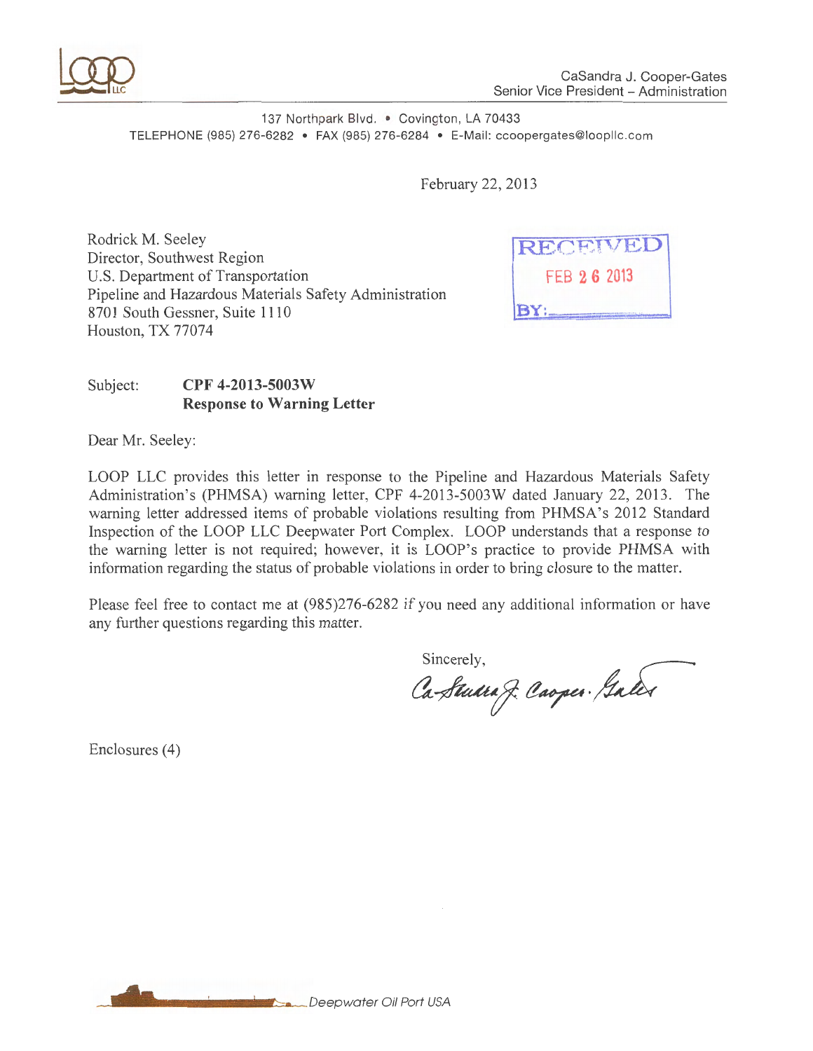LOOP LLC

CaSandra J. Cooper-Gates
Senior Vice President – Administration

137 Northpark Blvd. • Covington, LA 70433
TELEPHONE (985) 276-6282 • FAX (985) 276-6284 • E-Mail: ccoopergates@loopllc.com

February 22, 2013

Rodrick M. Seeley
Director, Southwest Region
U.S. Department of Transportation
Pipeline and Hazardous Materials Safety Administration
8701 South Gessner, Suite 1110
Houston, TX 77074

RECEIVED
FEB 26 2013
BY:

Subject: **CPF 4-2013-5003W**
**Response to Warning Letter**

Dear Mr. Seeley:

LOOP LLC provides this letter in response to the Pipeline and Hazardous Materials Safety Administration's (PHMSA) warning letter, CPF 4-2013-5003W dated January 22, 2013. The warning letter addressed items of probable violations resulting from PHMSA's 2012 Standard Inspection of the LOOP LLC Deepwater Port Complex. LOOP understands that a response to the warning letter is not required; however, it is LOOP's practice to provide PHMSA with information regarding the status of probable violations in order to bring closure to the matter.

Please feel free to contact me at (985)276-6282 if you need any additional information or have any further questions regarding this matter.

Sincerely,

CaSandra J. Cooper-Gates

Enclosures (4)

Deepwater Oil Port USA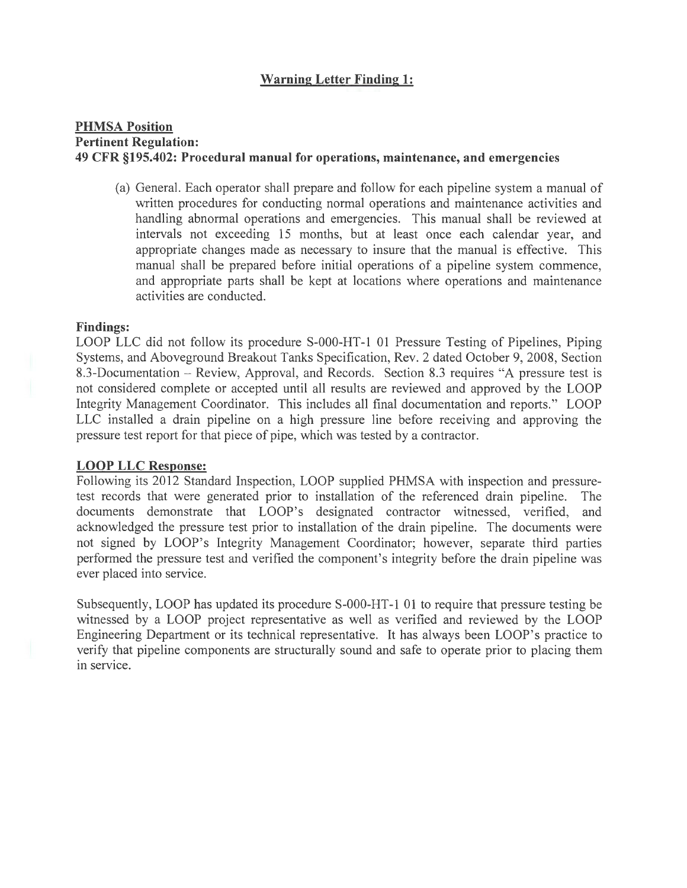## Warning Letter Finding 1:

**PHMSA Position**

**Pertinent Regulation:**

**49 CFR §195.402: Procedural manual for operations, maintenance, and emergencies**

(a) General. Each operator shall prepare and follow for each pipeline system a manual of written procedures for conducting normal operations and maintenance activities and handling abnormal operations and emergencies. This manual shall be reviewed at intervals not exceeding 15 months, but at least once each calendar year, and appropriate changes made as necessary to insure that the manual is effective. This manual shall be prepared before initial operations of a pipeline system commence, and appropriate parts shall be kept at locations where operations and maintenance activities are conducted.

**Findings:**

LOOP LLC did not follow its procedure S-000-HT-1 01 Pressure Testing of Pipelines, Piping Systems, and Aboveground Breakout Tanks Specification, Rev. 2 dated October 9, 2008, Section 8.3-Documentation – Review, Approval, and Records. Section 8.3 requires "A pressure test is not considered complete or accepted until all results are reviewed and approved by the LOOP Integrity Management Coordinator. This includes all final documentation and reports." LOOP LLC installed a drain pipeline on a high pressure line before receiving and approving the pressure test report for that piece of pipe, which was tested by a contractor.

**LOOP LLC Response:**

Following its 2012 Standard Inspection, LOOP supplied PHMSA with inspection and pressure-test records that were generated prior to installation of the referenced drain pipeline. The documents demonstrate that LOOP's designated contractor witnessed, verified, and acknowledged the pressure test prior to installation of the drain pipeline. The documents were not signed by LOOP's Integrity Management Coordinator; however, separate third parties performed the pressure test and verified the component's integrity before the drain pipeline was ever placed into service.

Subsequently, LOOP has updated its procedure S-000-HT-1 01 to require that pressure testing be witnessed by a LOOP project representative as well as verified and reviewed by the LOOP Engineering Department or its technical representative. It has always been LOOP's practice to verify that pipeline components are structurally sound and safe to operate prior to placing them in service.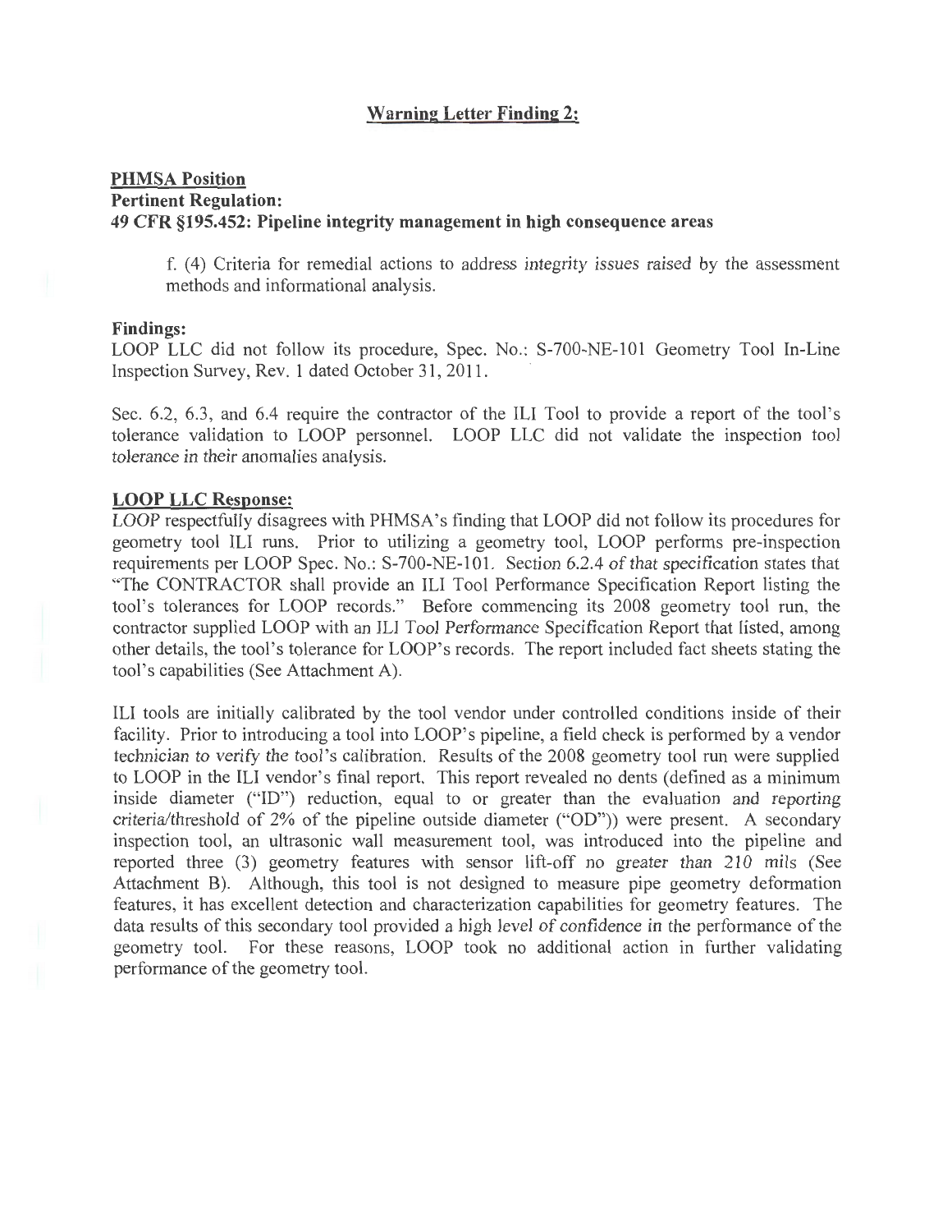## Warning Letter Finding 2:

**PHMSA Position**

**Pertinent Regulation:**

**49 CFR §195.452: Pipeline integrity management in high consequence areas**

> f. (4) Criteria for remedial actions to address integrity issues raised by the assessment methods and informational analysis.

**Findings:**

LOOP LLC did not follow its procedure, Spec. No.: S-700-NE-101 Geometry Tool In-Line Inspection Survey, Rev. 1 dated October 31, 2011.

Sec. 6.2, 6.3, and 6.4 require the contractor of the ILI Tool to provide a report of the tool's tolerance validation to LOOP personnel. LOOP LLC did not validate the inspection tool tolerance in their anomalies analysis.

**LOOP LLC Response:**

LOOP respectfully disagrees with PHMSA's finding that LOOP did not follow its procedures for geometry tool ILI runs. Prior to utilizing a geometry tool, LOOP performs pre-inspection requirements per LOOP Spec. No.: S-700-NE-101. Section 6.2.4 of that specification states that "The CONTRACTOR shall provide an ILI Tool Performance Specification Report listing the tool's tolerances for LOOP records." Before commencing its 2008 geometry tool run, the contractor supplied LOOP with an ILI Tool Performance Specification Report that listed, among other details, the tool's tolerance for LOOP's records. The report included fact sheets stating the tool's capabilities (See Attachment A).

ILI tools are initially calibrated by the tool vendor under controlled conditions inside of their facility. Prior to introducing a tool into LOOP's pipeline, a field check is performed by a vendor technician to verify the tool's calibration. Results of the 2008 geometry tool run were supplied to LOOP in the ILI vendor's final report. This report revealed no dents (defined as a minimum inside diameter ("ID") reduction, equal to or greater than the evaluation and reporting criteria/threshold of 2% of the pipeline outside diameter ("OD")) were present. A secondary inspection tool, an ultrasonic wall measurement tool, was introduced into the pipeline and reported three (3) geometry features with sensor lift-off no greater than 210 mils (See Attachment B). Although, this tool is not designed to measure pipe geometry deformation features, it has excellent detection and characterization capabilities for geometry features. The data results of this secondary tool provided a high level of confidence in the performance of the geometry tool. For these reasons, LOOP took no additional action in further validating performance of the geometry tool.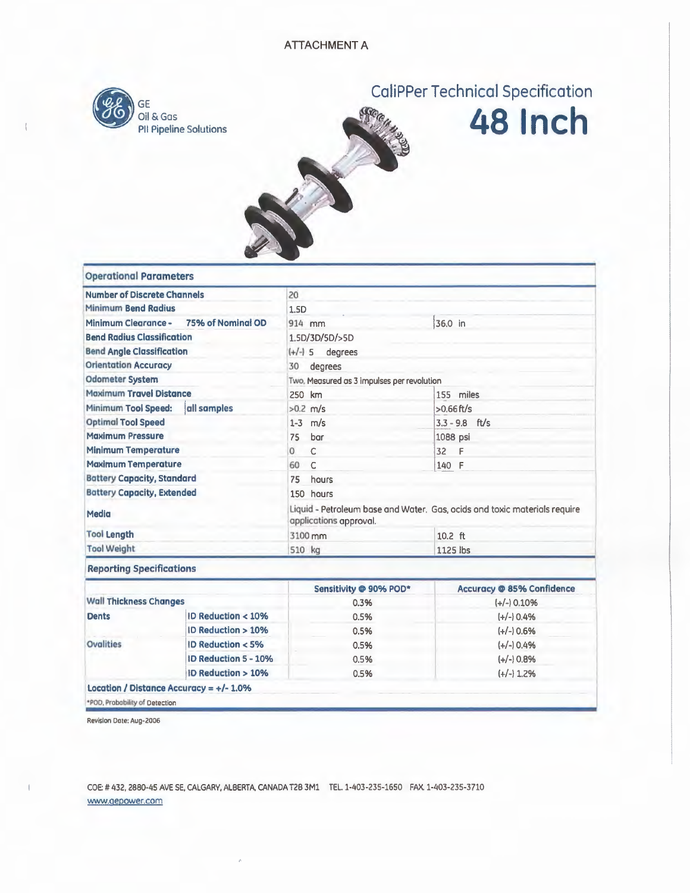ATTACHMENT A

GE
Oil & Gas
PII Pipeline Solutions

# CaliPPer Technical Specification

# 48 Inch

## Operational Parameters

| | | | |
|---|---|---|---|
| Number of Discrete Channels | | 20 | |
| Minimum Bend Radius | | 1.5D | |
| Minimum Clearance - | 75% of Nominal OD | 914 mm | 36.0 in |
| Bend Radius Classification | | 1.5D/3D/5D/>5D | |
| Bend Angle Classification | | (+/-) 5 degrees | |
| Orientation Accuracy | | 30 degrees | |
| Odometer System | | Two, Measured as 3 impulses per revolution | |
| Maximum Travel Distance | | 250 km | 155 miles |
| Minimum Tool Speed: | all samples | >0.2 m/s | >0.66 ft/s |
| Optimal Tool Speed | | 1-3 m/s | 3.3 - 9.8 ft/s |
| Maximum Pressure | | 75 bar | 1088 psi |
| Minimum Temperature | | 0 C | 32 F |
| Maximum Temperature | | 60 C | 140 F |
| Battery Capacity, Standard | | 75 hours | |
| Battery Capacity, Extended | | 150 hours | |
| Media | | Liquid - Petroleum base and Water. Gas, acids and toxic materials require applications approval. | |
| Tool Length | | 3100 mm | 10.2 ft |
| Tool Weight | | 510 kg | 1125 lbs |

## Reporting Specifications

| | | Sensitivity @ 90% POD* | Accuracy @ 85% Confidence |
|---|---|---|---|
| Wall Thickness Changes | | 0.3% | (+/-) 0.10% |
| Dents | ID Reduction < 10% | 0.5% | (+/-) 0.4% |
| | ID Reduction > 10% | 0.5% | (+/-) 0.6% |
| Ovalities | ID Reduction < 5% | 0.5% | (+/-) 0.4% |
| | ID Reduction 5 - 10% | 0.5% | (+/-) 0.8% |
| | ID Reduction > 10% | 0.5% | (+/-) 1.2% |

**Location / Distance Accuracy = +/- 1.0%**

*POD, Probability of Detection

Revision Date: Aug-2006

COE: # 432, 2880-45 AVE SE, CALGARY, ALBERTA, CANADA T2B 3M1 TEL. 1-403-235-1650 FAX. 1-403-235-3710
www.gepower.com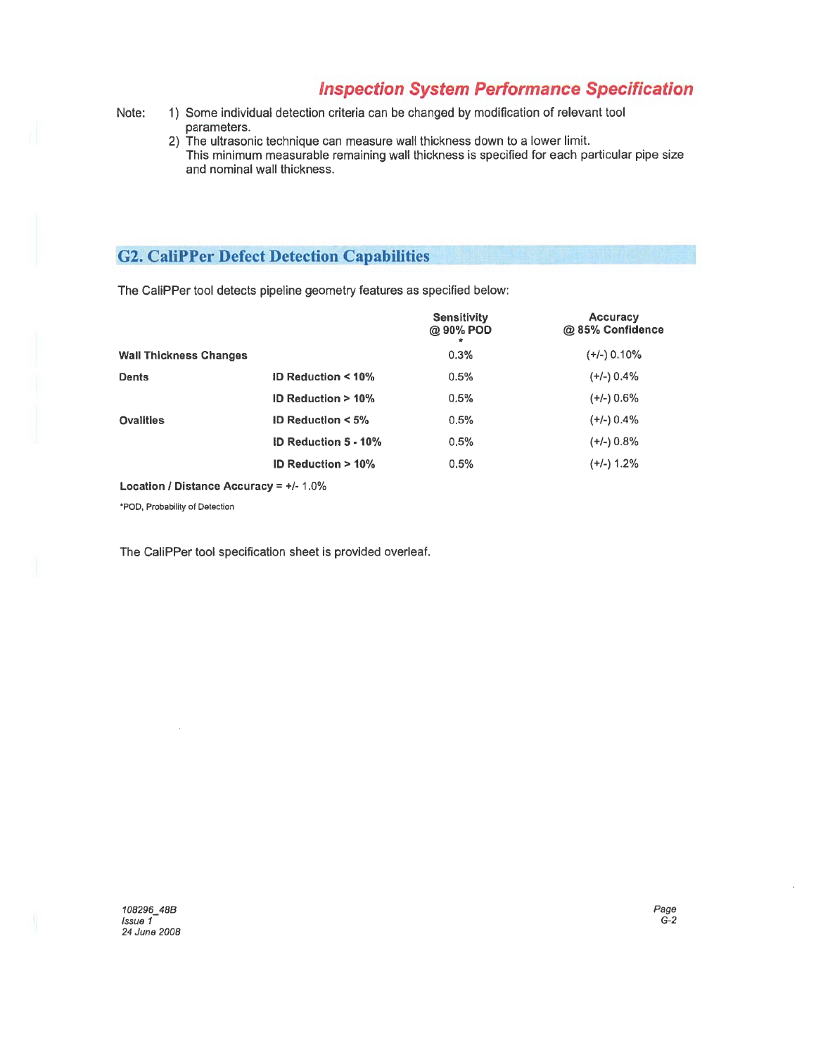## Inspection System Performance Specification

Note:
1) Some individual detection criteria can be changed by modification of relevant tool parameters.
2) The ultrasonic technique can measure wall thickness down to a lower limit. This minimum measurable remaining wall thickness is specified for each particular pipe size and nominal wall thickness.

## G2. CaliPPer Defect Detection Capabilities

The CaliPPer tool detects pipeline geometry features as specified below:

| | | Sensitivity @ 90% POD * | Accuracy @ 85% Confidence |
|---|---|---|---|
| **Wall Thickness Changes** | | 0.3% | (+/-) 0.10% |
| **Dents** | **ID Reduction < 10%** | 0.5% | (+/-) 0.4% |
| | **ID Reduction > 10%** | 0.5% | (+/-) 0.6% |
| **Ovalities** | **ID Reduction < 5%** | 0.5% | (+/-) 0.4% |
| | **ID Reduction 5 - 10%** | 0.5% | (+/-) 0.8% |
| | **ID Reduction > 10%** | 0.5% | (+/-) 1.2% |

**Location / Distance Accuracy** = +/- 1.0%

*POD, Probability of Detection

The CaliPPer tool specification sheet is provided overleaf.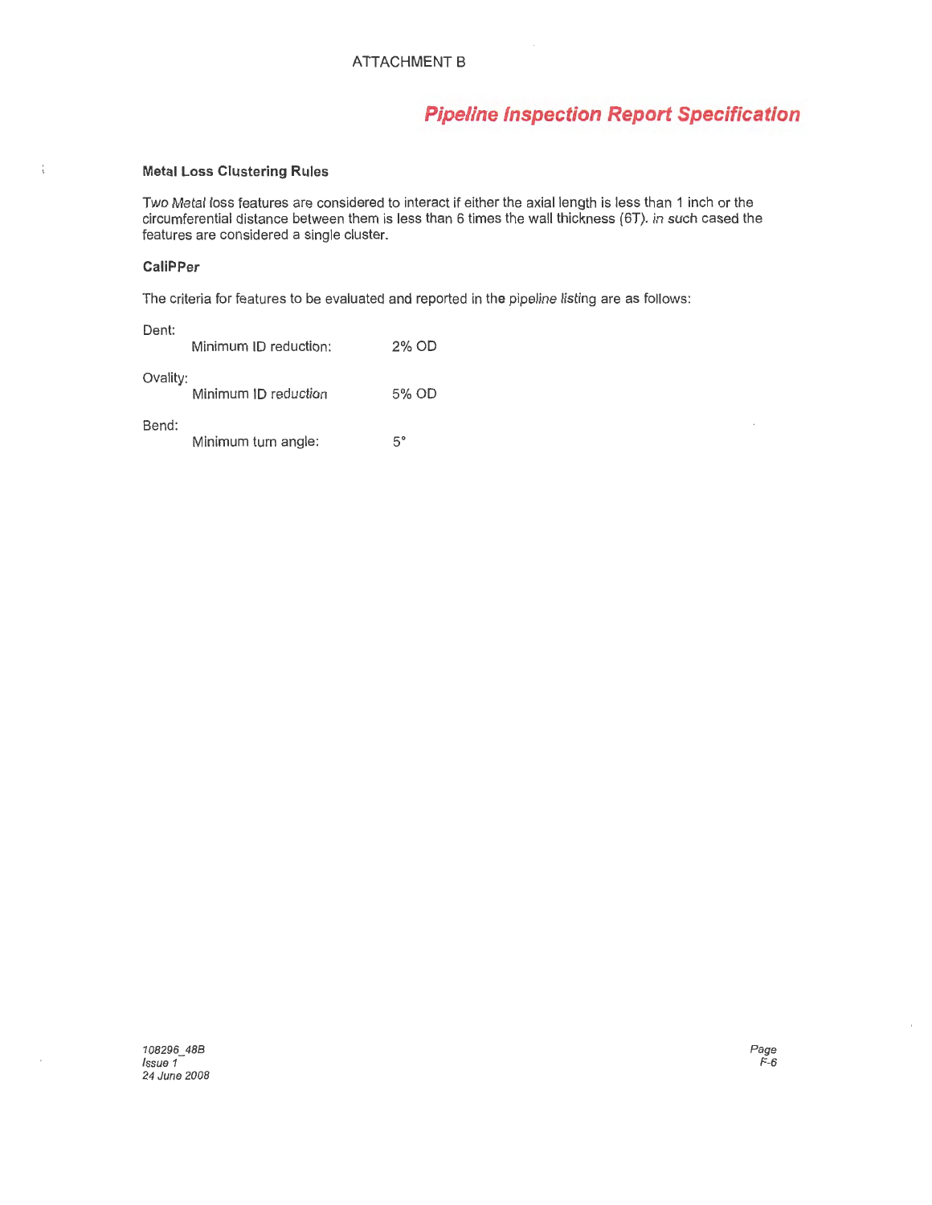ATTACHMENT B

## Pipeline Inspection Report Specification

**Metal Loss Clustering Rules**

Two Metal loss features are considered to interact if either the axial length is less than 1 inch or the circumferential distance between them is less than 6 times the wall thickness (6T). in such cased the features are considered a single cluster.

**CaliPPer**

The criteria for features to be evaluated and reported in the pipeline listing are as follows:

Dent:

| | |
|---|---|
| Minimum ID reduction: | 2% OD |

Ovality:

| | |
|---|---|
| Minimum ID reduction | 5% OD |

Bend:

| | |
|---|---|
| Minimum turn angle: | 5° |

108296_48B
Issue 1
24 June 2008